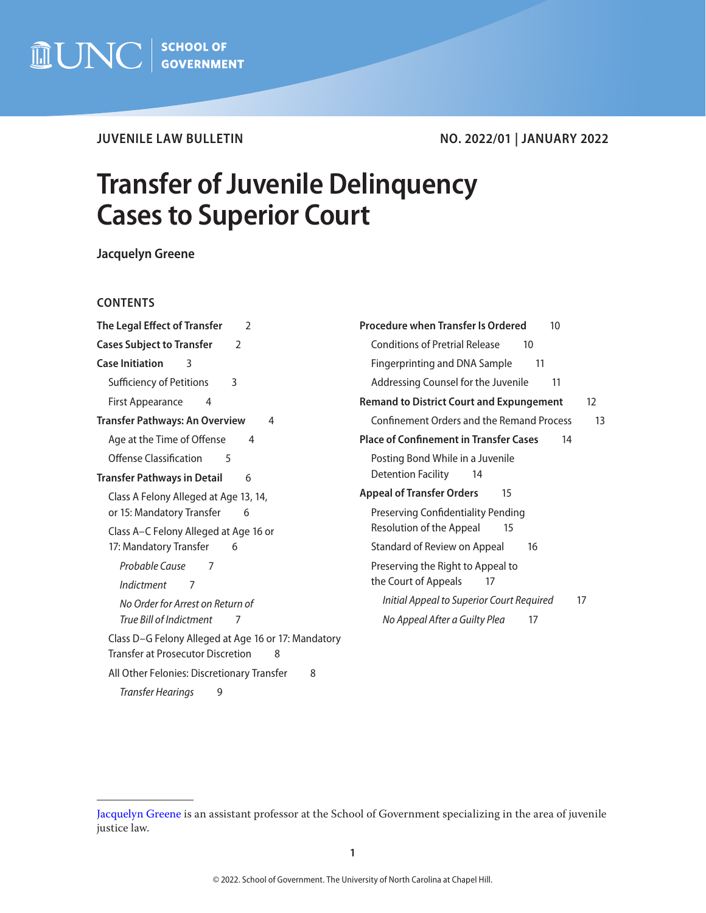UNC SCHOOL OF GOVERNMENT

**JUVENILE LAW BULLETIN** NO. 2022/01 | JANUARY 2022

# Transfer of Juvenile Delinquency Cases to Superior Court

**Jacquelyn Greene**

## CONTENTS

**The Legal Effect of Transfer** 2

**Cases Subject to Transfer** 2

**Case Initiation** 3

- Sufficiency of Petitions 3
- First Appearance 4

**Transfer Pathways: An Overview** 4

- Age at the Time of Offense 4
- Offense Classification 5

**Transfer Pathways in Detail** 6

- Class A Felony Alleged at Age 13, 14, or 15: Mandatory Transfer 6
- Class A–C Felony Alleged at Age 16 or 17: Mandatory Transfer 6
  - *Probable Cause* 7
  - *Indictment* 7
  - *No Order for Arrest on Return of True Bill of Indictment* 7
- Class D–G Felony Alleged at Age 16 or 17: Mandatory Transfer at Prosecutor Discretion 8
- All Other Felonies: Discretionary Transfer 8
  - *Transfer Hearings* 9

**Procedure when Transfer Is Ordered** 10

- Conditions of Pretrial Release 10
- Fingerprinting and DNA Sample 11
- Addressing Counsel for the Juvenile 11

**Remand to District Court and Expungement** 12

- Confinement Orders and the Remand Process 13

**Place of Confinement in Transfer Cases** 14

- Posting Bond While in a Juvenile Detention Facility 14

**Appeal of Transfer Orders** 15

- Preserving Confidentiality Pending Resolution of the Appeal 15
- Standard of Review on Appeal 16
- Preserving the Right to Appeal to the Court of Appeals 17
  - *Initial Appeal to Superior Court Required* 17
  - *No Appeal After a Guilty Plea* 17

---

Jacquelyn Greene is an assistant professor at the School of Government specializing in the area of juvenile justice law.

© 2022. School of Government. The University of North Carolina at Chapel Hill.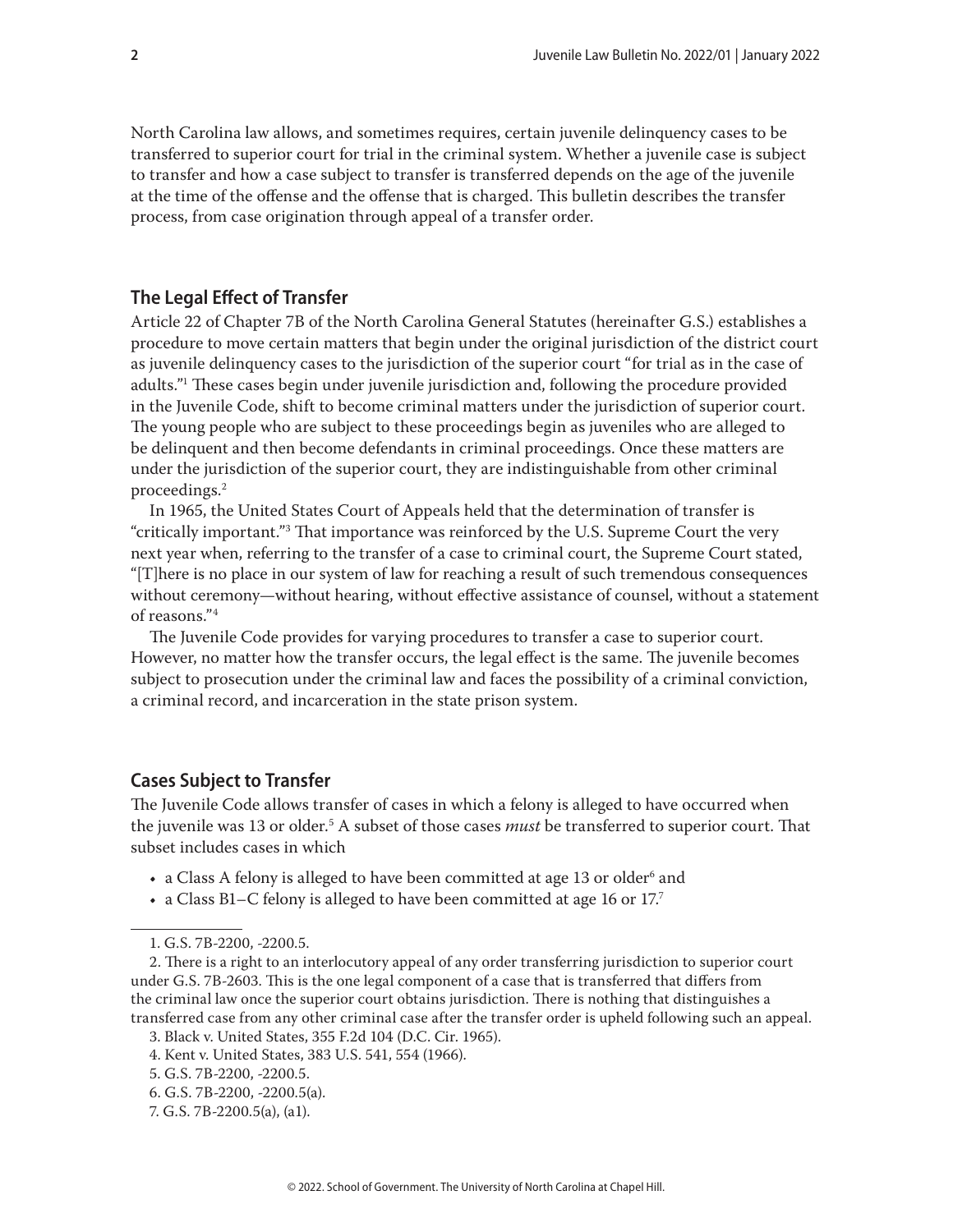North Carolina law allows, and sometimes requires, certain juvenile delinquency cases to be transferred to superior court for trial in the criminal system. Whether a juvenile case is subject to transfer and how a case subject to transfer is transferred depends on the age of the juvenile at the time of the offense and the offense that is charged. This bulletin describes the transfer process, from case origination through appeal of a transfer order.

## The Legal Effect of Transfer

Article 22 of Chapter 7B of the North Carolina General Statutes (hereinafter G.S.) establishes a procedure to move certain matters that begin under the original jurisdiction of the district court as juvenile delinquency cases to the jurisdiction of the superior court "for trial as in the case of adults."[1] These cases begin under juvenile jurisdiction and, following the procedure provided in the Juvenile Code, shift to become criminal matters under the jurisdiction of superior court. The young people who are subject to these proceedings begin as juveniles who are alleged to be delinquent and then become defendants in criminal proceedings. Once these matters are under the jurisdiction of the superior court, they are indistinguishable from other criminal proceedings.[2]

In 1965, the United States Court of Appeals held that the determination of transfer is "critically important."[3] That importance was reinforced by the U.S. Supreme Court the very next year when, referring to the transfer of a case to criminal court, the Supreme Court stated, "[T]here is no place in our system of law for reaching a result of such tremendous consequences without ceremony—without hearing, without effective assistance of counsel, without a statement of reasons."[4]

The Juvenile Code provides for varying procedures to transfer a case to superior court. However, no matter how the transfer occurs, the legal effect is the same. The juvenile becomes subject to prosecution under the criminal law and faces the possibility of a criminal conviction, a criminal record, and incarceration in the state prison system.

## Cases Subject to Transfer

The Juvenile Code allows transfer of cases in which a felony is alleged to have occurred when the juvenile was 13 or older.[5] A subset of those cases *must* be transferred to superior court. That subset includes cases in which

- a Class A felony is alleged to have been committed at age 13 or older[6] and
- a Class B1–C felony is alleged to have been committed at age 16 or 17.[7]

---

1. G.S. 7B-2200, -2200.5.

2. There is a right to an interlocutory appeal of any order transferring jurisdiction to superior court under G.S. 7B-2603. This is the one legal component of a case that is transferred that differs from the criminal law once the superior court obtains jurisdiction. There is nothing that distinguishes a transferred case from any other criminal case after the transfer order is upheld following such an appeal.

3. Black v. United States, 355 F.2d 104 (D.C. Cir. 1965).

4. Kent v. United States, 383 U.S. 541, 554 (1966).

5. G.S. 7B-2200, -2200.5.

6. G.S. 7B-2200, -2200.5(a).

7. G.S. 7B-2200.5(a), (a1).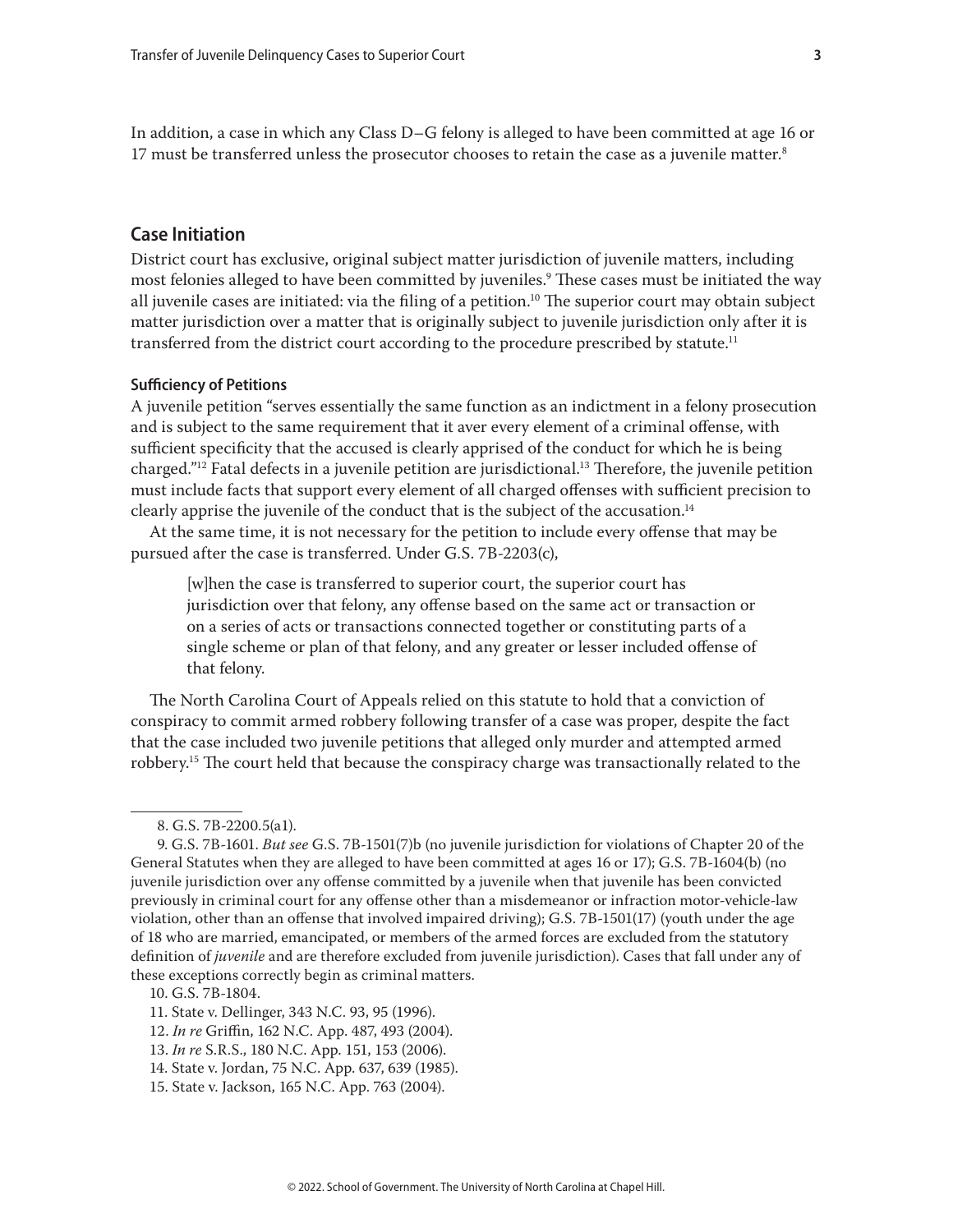In addition, a case in which any Class D–G felony is alleged to have been committed at age 16 or 17 must be transferred unless the prosecutor chooses to retain the case as a juvenile matter.[8]

## Case Initiation

District court has exclusive, original subject matter jurisdiction of juvenile matters, including most felonies alleged to have been committed by juveniles.[9] These cases must be initiated the way all juvenile cases are initiated: via the filing of a petition.[10] The superior court may obtain subject matter jurisdiction over a matter that is originally subject to juvenile jurisdiction only after it is transferred from the district court according to the procedure prescribed by statute.[11]

### Sufficiency of Petitions

A juvenile petition "serves essentially the same function as an indictment in a felony prosecution and is subject to the same requirement that it aver every element of a criminal offense, with sufficient specificity that the accused is clearly apprised of the conduct for which he is being charged."[12] Fatal defects in a juvenile petition are jurisdictional.[13] Therefore, the juvenile petition must include facts that support every element of all charged offenses with sufficient precision to clearly apprise the juvenile of the conduct that is the subject of the accusation.[14]

At the same time, it is not necessary for the petition to include every offense that may be pursued after the case is transferred. Under G.S. 7B-2203(c),

> [w]hen the case is transferred to superior court, the superior court has jurisdiction over that felony, any offense based on the same act or transaction or on a series of acts or transactions connected together or constituting parts of a single scheme or plan of that felony, and any greater or lesser included offense of that felony.

The North Carolina Court of Appeals relied on this statute to hold that a conviction of conspiracy to commit armed robbery following transfer of a case was proper, despite the fact that the case included two juvenile petitions that alleged only murder and attempted armed robbery.[15] The court held that because the conspiracy charge was transactionally related to the

8. G.S. 7B-2200.5(a1).

9. G.S. 7B-1601. *But see* G.S. 7B-1501(7)b (no juvenile jurisdiction for violations of Chapter 20 of the General Statutes when they are alleged to have been committed at ages 16 or 17); G.S. 7B-1604(b) (no juvenile jurisdiction over any offense committed by a juvenile when that juvenile has been convicted previously in criminal court for any offense other than a misdemeanor or infraction motor-vehicle-law violation, other than an offense that involved impaired driving); G.S. 7B-1501(17) (youth under the age of 18 who are married, emancipated, or members of the armed forces are excluded from the statutory definition of *juvenile* and are therefore excluded from juvenile jurisdiction). Cases that fall under any of these exceptions correctly begin as criminal matters.

10. G.S. 7B-1804.

11. State v. Dellinger, 343 N.C. 93, 95 (1996).

12. *In re* Griffin, 162 N.C. App. 487, 493 (2004).

13. *In re* S.R.S., 180 N.C. App. 151, 153 (2006).

14. State v. Jordan, 75 N.C. App. 637, 639 (1985).

15. State v. Jackson, 165 N.C. App. 763 (2004).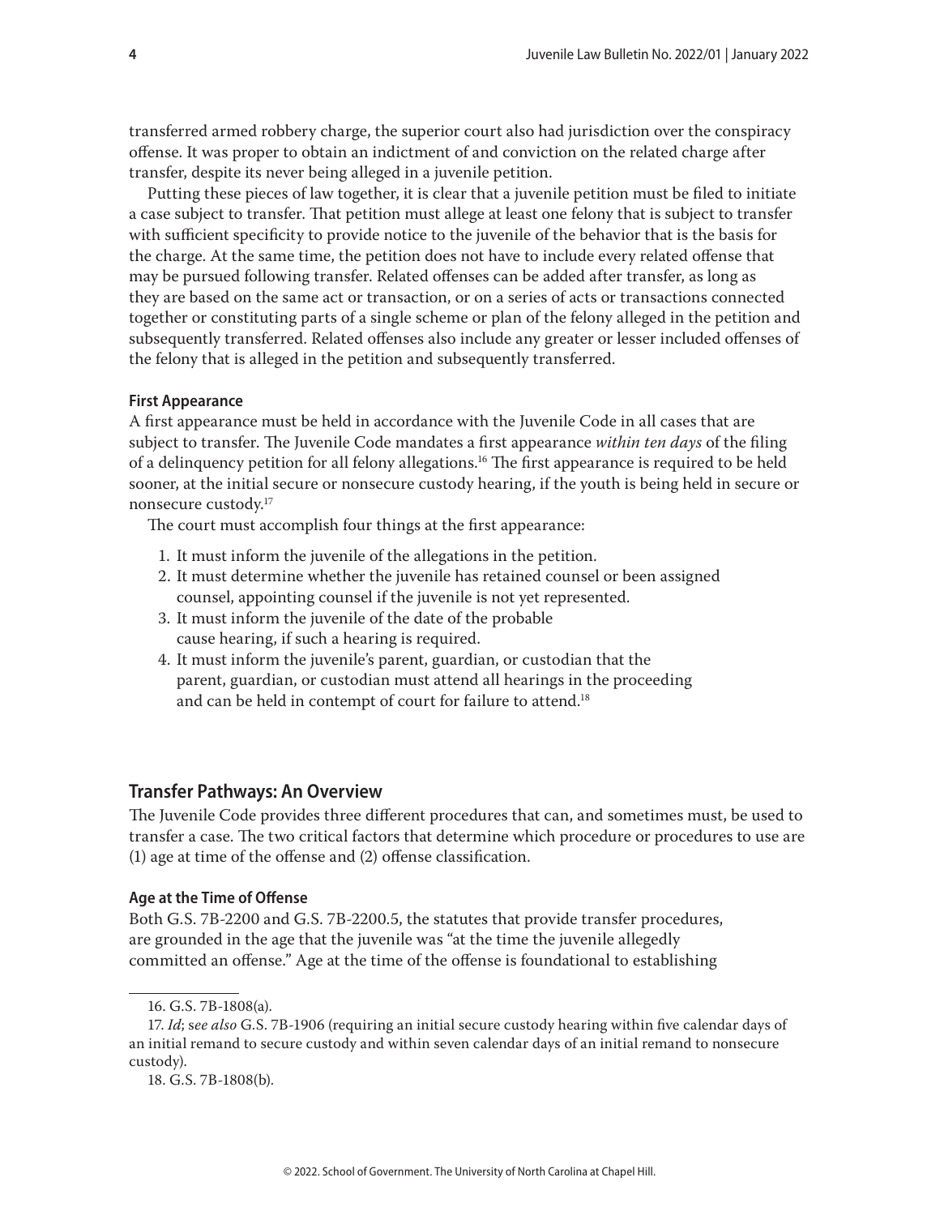transferred armed robbery charge, the superior court also had jurisdiction over the conspiracy offense. It was proper to obtain an indictment of and conviction on the related charge after transfer, despite its never being alleged in a juvenile petition.

Putting these pieces of law together, it is clear that a juvenile petition must be filed to initiate a case subject to transfer. That petition must allege at least one felony that is subject to transfer with sufficient specificity to provide notice to the juvenile of the behavior that is the basis for the charge. At the same time, the petition does not have to include every related offense that may be pursued following transfer. Related offenses can be added after transfer, as long as they are based on the same act or transaction, or on a series of acts or transactions connected together or constituting parts of a single scheme or plan of the felony alleged in the petition and subsequently transferred. Related offenses also include any greater or lesser included offenses of the felony that is alleged in the petition and subsequently transferred.

### First Appearance

A first appearance must be held in accordance with the Juvenile Code in all cases that are subject to transfer. The Juvenile Code mandates a first appearance *within ten days* of the filing of a delinquency petition for all felony allegations.[16] The first appearance is required to be held sooner, at the initial secure or nonsecure custody hearing, if the youth is being held in secure or nonsecure custody.[17]

The court must accomplish four things at the first appearance:

1. It must inform the juvenile of the allegations in the petition.
2. It must determine whether the juvenile has retained counsel or been assigned counsel, appointing counsel if the juvenile is not yet represented.
3. It must inform the juvenile of the date of the probable cause hearing, if such a hearing is required.
4. It must inform the juvenile's parent, guardian, or custodian that the parent, guardian, or custodian must attend all hearings in the proceeding and can be held in contempt of court for failure to attend.[18]

## Transfer Pathways: An Overview

The Juvenile Code provides three different procedures that can, and sometimes must, be used to transfer a case. The two critical factors that determine which procedure or procedures to use are (1) age at time of the offense and (2) offense classification.

### Age at the Time of Offense

Both G.S. 7B-2200 and G.S. 7B-2200.5, the statutes that provide transfer procedures, are grounded in the age that the juvenile was "at the time the juvenile allegedly committed an offense." Age at the time of the offense is foundational to establishing

---

16. G.S. 7B-1808(a).

17. *Id*; *see also* G.S. 7B-1906 (requiring an initial secure custody hearing within five calendar days of an initial remand to secure custody and within seven calendar days of an initial remand to nonsecure custody).

18. G.S. 7B-1808(b).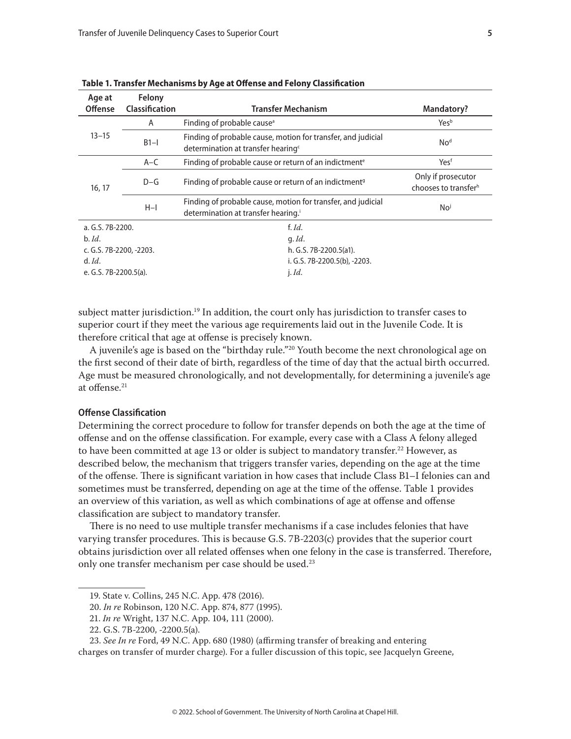**Table 1. Transfer Mechanisms by Age at Offense and Felony Classification**

| Age at Offense | Felony Classification | Transfer Mechanism | Mandatory? |
|---|---|---|---|
| 13–15 | A | Finding of probable cause[a] | Yes[b] |
| | B1–I | Finding of probable cause, motion for transfer, and judicial determination at transfer hearing[c] | No[d] |
| 16, 17 | A–C | Finding of probable cause or return of an indictment[e] | Yes[f] |
| | D–G | Finding of probable cause or return of an indictment[g] | Only if prosecutor chooses to transfer[h] |
| | H–I | Finding of probable cause, motion for transfer, and judicial determination at transfer hearing.[i] | No[j] |

a. G.S. 7B-2200.
b. *Id*.
c. G.S. 7B-2200, -2203.
d. *Id*.
e. G.S. 7B-2200.5(a).
f. *Id*.
g. *Id*.
h. G.S. 7B-2200.5(a1).
i. G.S. 7B-2200.5(b), -2203.
j. *Id*.

subject matter jurisdiction.[19] In addition, the court only has jurisdiction to transfer cases to superior court if they meet the various age requirements laid out in the Juvenile Code. It is therefore critical that age at offense is precisely known.

A juvenile's age is based on the "birthday rule."[20] Youth become the next chronological age on the first second of their date of birth, regardless of the time of day that the actual birth occurred. Age must be measured chronologically, and not developmentally, for determining a juvenile's age at offense.[21]

### Offense Classification

Determining the correct procedure to follow for transfer depends on both the age at the time of offense and on the offense classification. For example, every case with a Class A felony alleged to have been committed at age 13 or older is subject to mandatory transfer.[22] However, as described below, the mechanism that triggers transfer varies, depending on the age at the time of the offense. There is significant variation in how cases that include Class B1–I felonies can and sometimes must be transferred, depending on age at the time of the offense. Table 1 provides an overview of this variation, as well as which combinations of age at offense and offense classification are subject to mandatory transfer.

There is no need to use multiple transfer mechanisms if a case includes felonies that have varying transfer procedures. This is because G.S. 7B-2203(c) provides that the superior court obtains jurisdiction over all related offenses when one felony in the case is transferred. Therefore, only one transfer mechanism per case should be used.[23]

---

19. State v. Collins, 245 N.C. App. 478 (2016).

20. *In re* Robinson, 120 N.C. App. 874, 877 (1995).

21. *In re* Wright, 137 N.C. App. 104, 111 (2000).

22. G.S. 7B-2200, -2200.5(a).

23. *See In re* Ford, 49 N.C. App. 680 (1980) (affirming transfer of breaking and entering charges on transfer of murder charge). For a fuller discussion of this topic, see Jacquelyn Greene,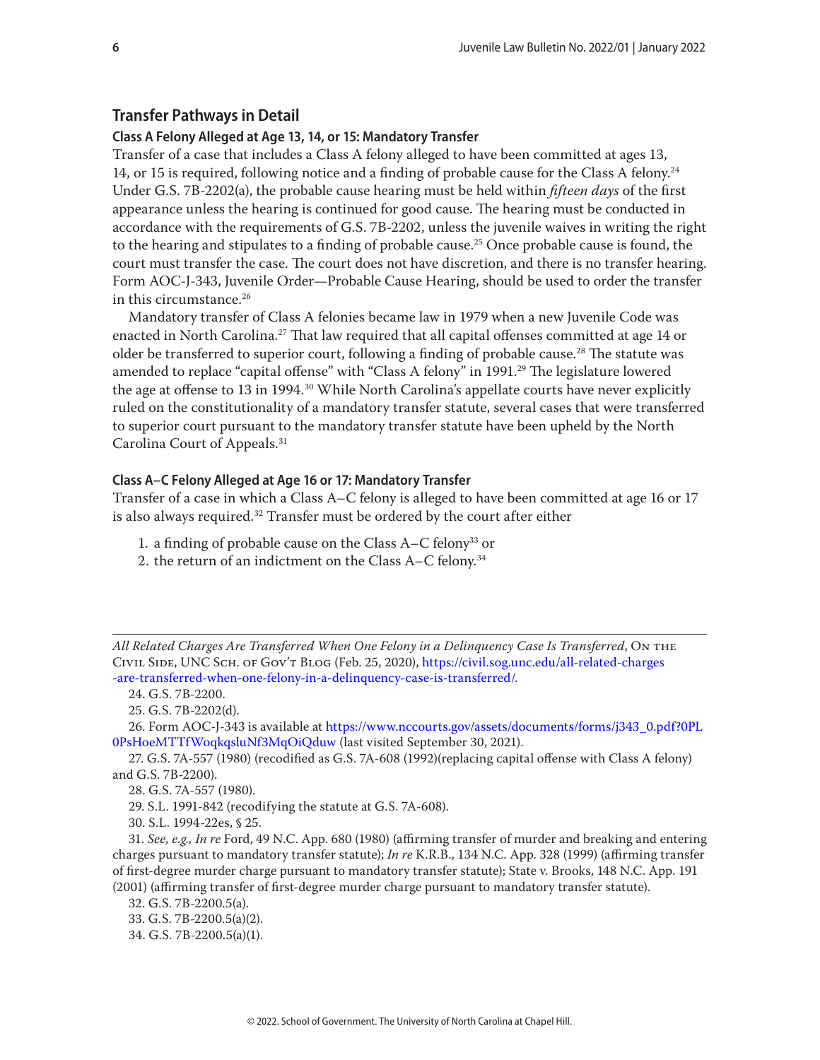## Transfer Pathways in Detail

### Class A Felony Alleged at Age 13, 14, or 15: Mandatory Transfer

Transfer of a case that includes a Class A felony alleged to have been committed at ages 13, 14, or 15 is required, following notice and a finding of probable cause for the Class A felony.[24] Under G.S. 7B-2202(a), the probable cause hearing must be held within *fifteen days* of the first appearance unless the hearing is continued for good cause. The hearing must be conducted in accordance with the requirements of G.S. 7B-2202, unless the juvenile waives in writing the right to the hearing and stipulates to a finding of probable cause.[25] Once probable cause is found, the court must transfer the case. The court does not have discretion, and there is no transfer hearing. Form AOC-J-343, Juvenile Order—Probable Cause Hearing, should be used to order the transfer in this circumstance.[26]

Mandatory transfer of Class A felonies became law in 1979 when a new Juvenile Code was enacted in North Carolina.[27] That law required that all capital offenses committed at age 14 or older be transferred to superior court, following a finding of probable cause.[28] The statute was amended to replace "capital offense" with "Class A felony" in 1991.[29] The legislature lowered the age at offense to 13 in 1994.[30] While North Carolina's appellate courts have never explicitly ruled on the constitutionality of a mandatory transfer statute, several cases that were transferred to superior court pursuant to the mandatory transfer statute have been upheld by the North Carolina Court of Appeals.[31]

### Class A–C Felony Alleged at Age 16 or 17: Mandatory Transfer

Transfer of a case in which a Class A–C felony is alleged to have been committed at age 16 or 17 is also always required.[32] Transfer must be ordered by the court after either

1. a finding of probable cause on the Class A–C felony[33] or
2. the return of an indictment on the Class A–C felony.[34]

---

*All Related Charges Are Transferred When One Felony in a Delinquency Case Is Transferred*, On the Civil Side, UNC Sch. of Gov't Blog (Feb. 25, 2020), https://civil.sog.unc.edu/all-related-charges-are-transferred-when-one-felony-in-a-delinquency-case-is-transferred/.

24. G.S. 7B-2200.

25. G.S. 7B-2202(d).

26. Form AOC-J-343 is available at https://www.nccourts.gov/assets/documents/forms/j343_0.pdf?0PL0PsHoeMTTfWoqkqsluNf3MqOiQduw (last visited September 30, 2021).

27. G.S. 7A-557 (1980) (recodified as G.S. 7A-608 (1992)(replacing capital offense with Class A felony) and G.S. 7B-2200).

28. G.S. 7A-557 (1980).

29. S.L. 1991-842 (recodifying the statute at G.S. 7A-608).

30. S.L. 1994-22es, § 25.

31. *See, e.g., In re* Ford, 49 N.C. App. 680 (1980) (affirming transfer of murder and breaking and entering charges pursuant to mandatory transfer statute); *In re* K.R.B., 134 N.C. App. 328 (1999) (affirming transfer of first-degree murder charge pursuant to mandatory transfer statute); State v. Brooks, 148 N.C. App. 191 (2001) (affirming transfer of first-degree murder charge pursuant to mandatory transfer statute).

32. G.S. 7B-2200.5(a).

33. G.S. 7B-2200.5(a)(2).

34. G.S. 7B-2200.5(a)(1).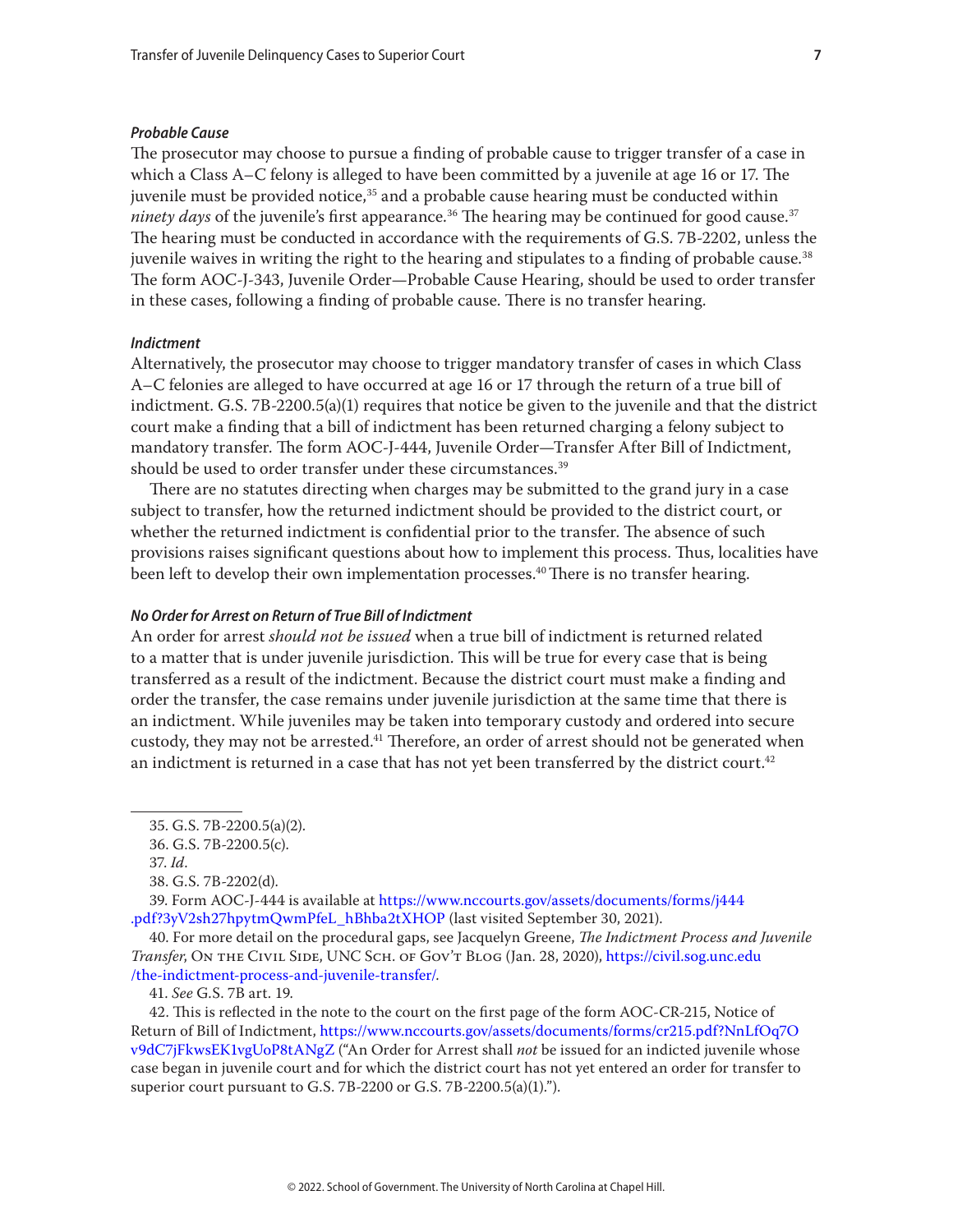#### *Probable Cause*

The prosecutor may choose to pursue a finding of probable cause to trigger transfer of a case in which a Class A–C felony is alleged to have been committed by a juvenile at age 16 or 17. The juvenile must be provided notice,[35] and a probable cause hearing must be conducted within *ninety days* of the juvenile's first appearance.[36] The hearing may be continued for good cause.[37] The hearing must be conducted in accordance with the requirements of G.S. 7B-2202, unless the juvenile waives in writing the right to the hearing and stipulates to a finding of probable cause.[38] The form AOC-J-343, Juvenile Order—Probable Cause Hearing, should be used to order transfer in these cases, following a finding of probable cause. There is no transfer hearing.

#### *Indictment*

Alternatively, the prosecutor may choose to trigger mandatory transfer of cases in which Class A–C felonies are alleged to have occurred at age 16 or 17 through the return of a true bill of indictment. G.S. 7B-2200.5(a)(1) requires that notice be given to the juvenile and that the district court make a finding that a bill of indictment has been returned charging a felony subject to mandatory transfer. The form AOC-J-444, Juvenile Order—Transfer After Bill of Indictment, should be used to order transfer under these circumstances.[39]

There are no statutes directing when charges may be submitted to the grand jury in a case subject to transfer, how the returned indictment should be provided to the district court, or whether the returned indictment is confidential prior to the transfer. The absence of such provisions raises significant questions about how to implement this process. Thus, localities have been left to develop their own implementation processes.[40] There is no transfer hearing.

#### *No Order for Arrest on Return of True Bill of Indictment*

An order for arrest *should not be issued* when a true bill of indictment is returned related to a matter that is under juvenile jurisdiction. This will be true for every case that is being transferred as a result of the indictment. Because the district court must make a finding and order the transfer, the case remains under juvenile jurisdiction at the same time that there is an indictment. While juveniles may be taken into temporary custody and ordered into secure custody, they may not be arrested.[41] Therefore, an order of arrest should not be generated when an indictment is returned in a case that has not yet been transferred by the district court.[42]

---

35. G.S. 7B-2200.5(a)(2).

36. G.S. 7B-2200.5(c).

37. *Id*.

38. G.S. 7B-2202(d).

39. Form AOC-J-444 is available at https://www.nccourts.gov/assets/documents/forms/j444.pdf?3yV2sh27hpytmQwmPfeL_hBhba2tXHOP (last visited September 30, 2021).

40. For more detail on the procedural gaps, see Jacquelyn Greene, *The Indictment Process and Juvenile Transfer*, On the Civil Side, UNC Sch. of Gov't Blog (Jan. 28, 2020), https://civil.sog.unc.edu/the-indictment-process-and-juvenile-transfer/.

41. *See* G.S. 7B art. 19.

42. This is reflected in the note to the court on the first page of the form AOC-CR-215, Notice of Return of Bill of Indictment, https://www.nccourts.gov/assets/documents/forms/cr215.pdf?NnLfOq7Ov9dC7jFkwsEK1vgUoP8tANgZ ("An Order for Arrest shall *not* be issued for an indicted juvenile whose case began in juvenile court and for which the district court has not yet entered an order for transfer to superior court pursuant to G.S. 7B-2200 or G.S. 7B-2200.5(a)(1).").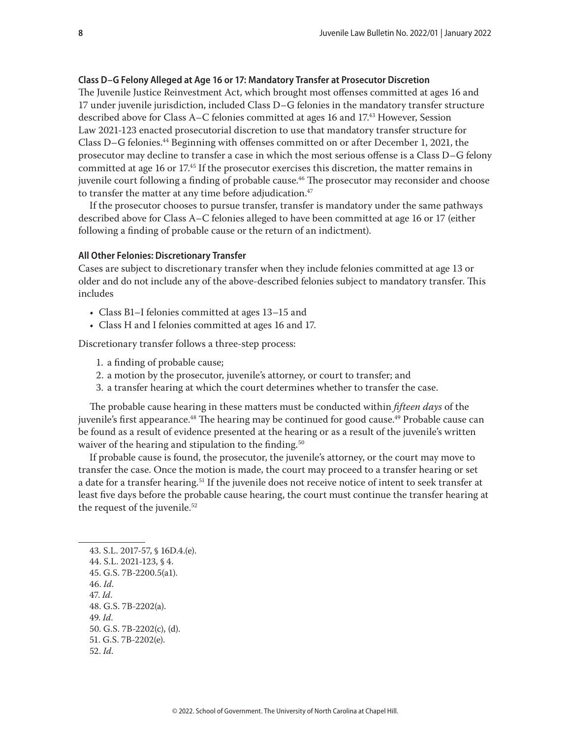### Class D–G Felony Alleged at Age 16 or 17: Mandatory Transfer at Prosecutor Discretion

The Juvenile Justice Reinvestment Act, which brought most offenses committed at ages 16 and 17 under juvenile jurisdiction, included Class D–G felonies in the mandatory transfer structure described above for Class A–C felonies committed at ages 16 and 17.[43] However, Session Law 2021-123 enacted prosecutorial discretion to use that mandatory transfer structure for Class D–G felonies.[44] Beginning with offenses committed on or after December 1, 2021, the prosecutor may decline to transfer a case in which the most serious offense is a Class D–G felony committed at age 16 or 17.[45] If the prosecutor exercises this discretion, the matter remains in juvenile court following a finding of probable cause.[46] The prosecutor may reconsider and choose to transfer the matter at any time before adjudication.[47]

If the prosecutor chooses to pursue transfer, transfer is mandatory under the same pathways described above for Class A–C felonies alleged to have been committed at age 16 or 17 (either following a finding of probable cause or the return of an indictment).

### All Other Felonies: Discretionary Transfer

Cases are subject to discretionary transfer when they include felonies committed at age 13 or older and do not include any of the above-described felonies subject to mandatory transfer. This includes

- Class B1–I felonies committed at ages 13–15 and
- Class H and I felonies committed at ages 16 and 17.

Discretionary transfer follows a three-step process:

1. a finding of probable cause;
2. a motion by the prosecutor, juvenile's attorney, or court to transfer; and
3. a transfer hearing at which the court determines whether to transfer the case.

The probable cause hearing in these matters must be conducted within *fifteen days* of the juvenile's first appearance.[48] The hearing may be continued for good cause.[49] Probable cause can be found as a result of evidence presented at the hearing or as a result of the juvenile's written waiver of the hearing and stipulation to the finding.[50]

If probable cause is found, the prosecutor, the juvenile's attorney, or the court may move to transfer the case. Once the motion is made, the court may proceed to a transfer hearing or set a date for a transfer hearing.[51] If the juvenile does not receive notice of intent to seek transfer at least five days before the probable cause hearing, the court must continue the transfer hearing at the request of the juvenile.[52]

---

43. S.L. 2017-57, § 16D.4.(e).
44. S.L. 2021-123, § 4.
45. G.S. 7B-2200.5(a1).
46. *Id*.
47. *Id*.
48. G.S. 7B-2202(a).
49. *Id*.
50. G.S. 7B-2202(c), (d).
51. G.S. 7B-2202(e).
52. *Id*.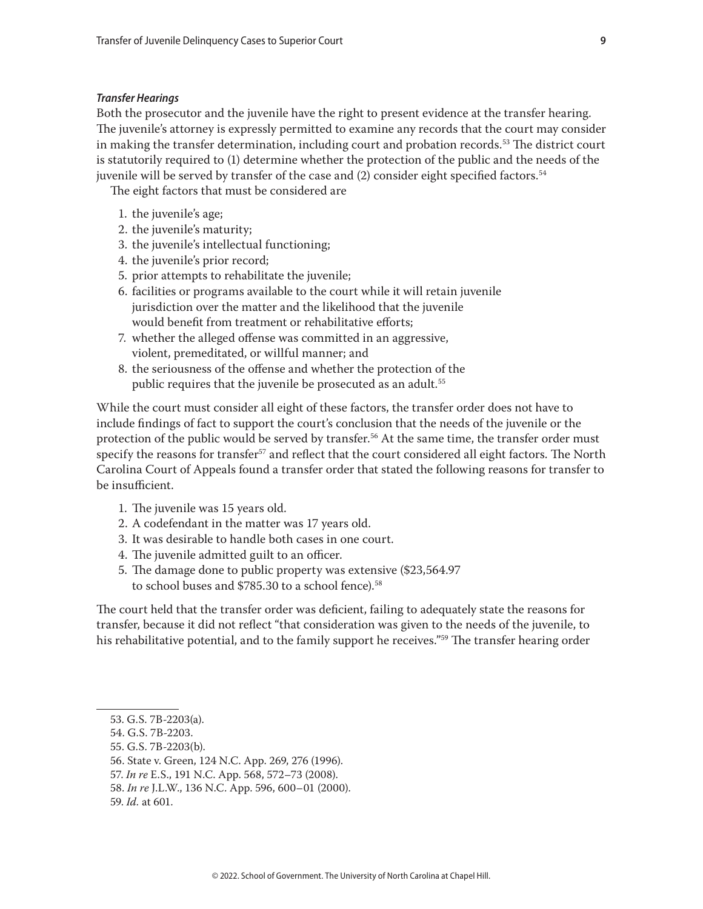***Transfer Hearings***

Both the prosecutor and the juvenile have the right to present evidence at the transfer hearing. The juvenile's attorney is expressly permitted to examine any records that the court may consider in making the transfer determination, including court and probation records.[53] The district court is statutorily required to (1) determine whether the protection of the public and the needs of the juvenile will be served by transfer of the case and (2) consider eight specified factors.[54]

The eight factors that must be considered are

1. the juvenile's age;
2. the juvenile's maturity;
3. the juvenile's intellectual functioning;
4. the juvenile's prior record;
5. prior attempts to rehabilitate the juvenile;
6. facilities or programs available to the court while it will retain juvenile jurisdiction over the matter and the likelihood that the juvenile would benefit from treatment or rehabilitative efforts;
7. whether the alleged offense was committed in an aggressive, violent, premeditated, or willful manner; and
8. the seriousness of the offense and whether the protection of the public requires that the juvenile be prosecuted as an adult.[55]

While the court must consider all eight of these factors, the transfer order does not have to include findings of fact to support the court's conclusion that the needs of the juvenile or the protection of the public would be served by transfer.[56] At the same time, the transfer order must specify the reasons for transfer[57] and reflect that the court considered all eight factors. The North Carolina Court of Appeals found a transfer order that stated the following reasons for transfer to be insufficient.

1. The juvenile was 15 years old.
2. A codefendant in the matter was 17 years old.
3. It was desirable to handle both cases in one court.
4. The juvenile admitted guilt to an officer.
5. The damage done to public property was extensive ($23,564.97 to school buses and $785.30 to a school fence).[58]

The court held that the transfer order was deficient, failing to adequately state the reasons for transfer, because it did not reflect "that consideration was given to the needs of the juvenile, to his rehabilitative potential, and to the family support he receives."[59] The transfer hearing order

---

53. G.S. 7B-2203(a).

54. G.S. 7B-2203.

55. G.S. 7B-2203(b).

56. State v. Green, 124 N.C. App. 269, 276 (1996).

57. *In re* E.S., 191 N.C. App. 568, 572–73 (2008).

58. *In re* J.L.W., 136 N.C. App. 596, 600–01 (2000).

59. *Id.* at 601.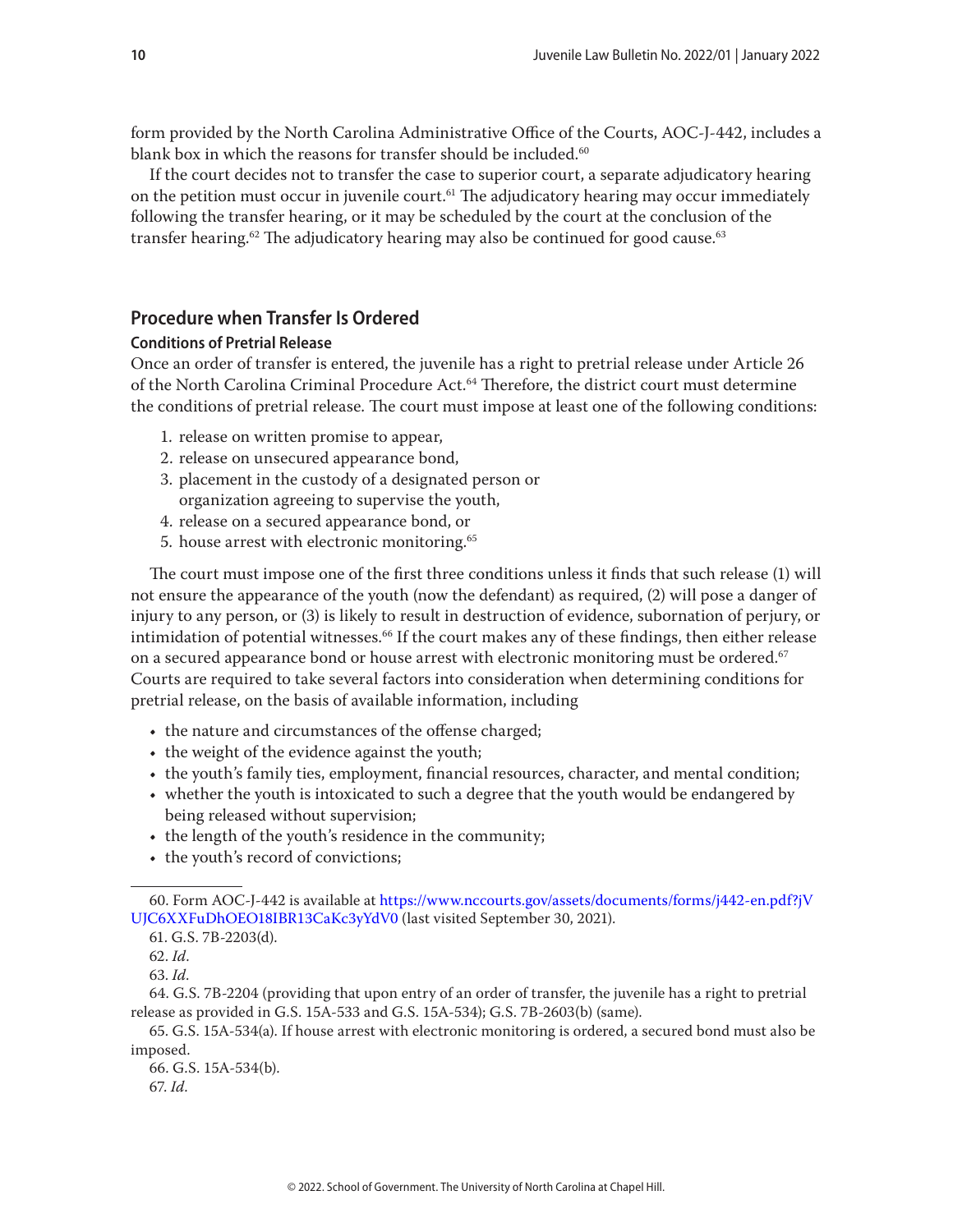form provided by the North Carolina Administrative Office of the Courts, AOC-J-442, includes a blank box in which the reasons for transfer should be included.[60]

If the court decides not to transfer the case to superior court, a separate adjudicatory hearing on the petition must occur in juvenile court.[61] The adjudicatory hearing may occur immediately following the transfer hearing, or it may be scheduled by the court at the conclusion of the transfer hearing.[62] The adjudicatory hearing may also be continued for good cause.[63]

## Procedure when Transfer Is Ordered

### Conditions of Pretrial Release

Once an order of transfer is entered, the juvenile has a right to pretrial release under Article 26 of the North Carolina Criminal Procedure Act.[64] Therefore, the district court must determine the conditions of pretrial release. The court must impose at least one of the following conditions:

1. release on written promise to appear,
2. release on unsecured appearance bond,
3. placement in the custody of a designated person or organization agreeing to supervise the youth,
4. release on a secured appearance bond, or
5. house arrest with electronic monitoring.[65]

The court must impose one of the first three conditions unless it finds that such release (1) will not ensure the appearance of the youth (now the defendant) as required, (2) will pose a danger of injury to any person, or (3) is likely to result in destruction of evidence, subornation of perjury, or intimidation of potential witnesses.[66] If the court makes any of these findings, then either release on a secured appearance bond or house arrest with electronic monitoring must be ordered.[67] Courts are required to take several factors into consideration when determining conditions for pretrial release, on the basis of available information, including

- the nature and circumstances of the offense charged;
- the weight of the evidence against the youth;
- the youth's family ties, employment, financial resources, character, and mental condition;
- whether the youth is intoxicated to such a degree that the youth would be endangered by being released without supervision;
- the length of the youth's residence in the community;
- the youth's record of convictions;

---

60. Form AOC-J-442 is available at https://www.nccourts.gov/assets/documents/forms/j442-en.pdf?jVUJC6XXFuDhOEO18IBR13CaKc3yYdV0 (last visited September 30, 2021).

61. G.S. 7B-2203(d).

62. *Id*.

63. *Id*.

64. G.S. 7B-2204 (providing that upon entry of an order of transfer, the juvenile has a right to pretrial release as provided in G.S. 15A-533 and G.S. 15A-534); G.S. 7B-2603(b) (same).

65. G.S. 15A-534(a). If house arrest with electronic monitoring is ordered, a secured bond must also be imposed.

66. G.S. 15A-534(b).

67. *Id*.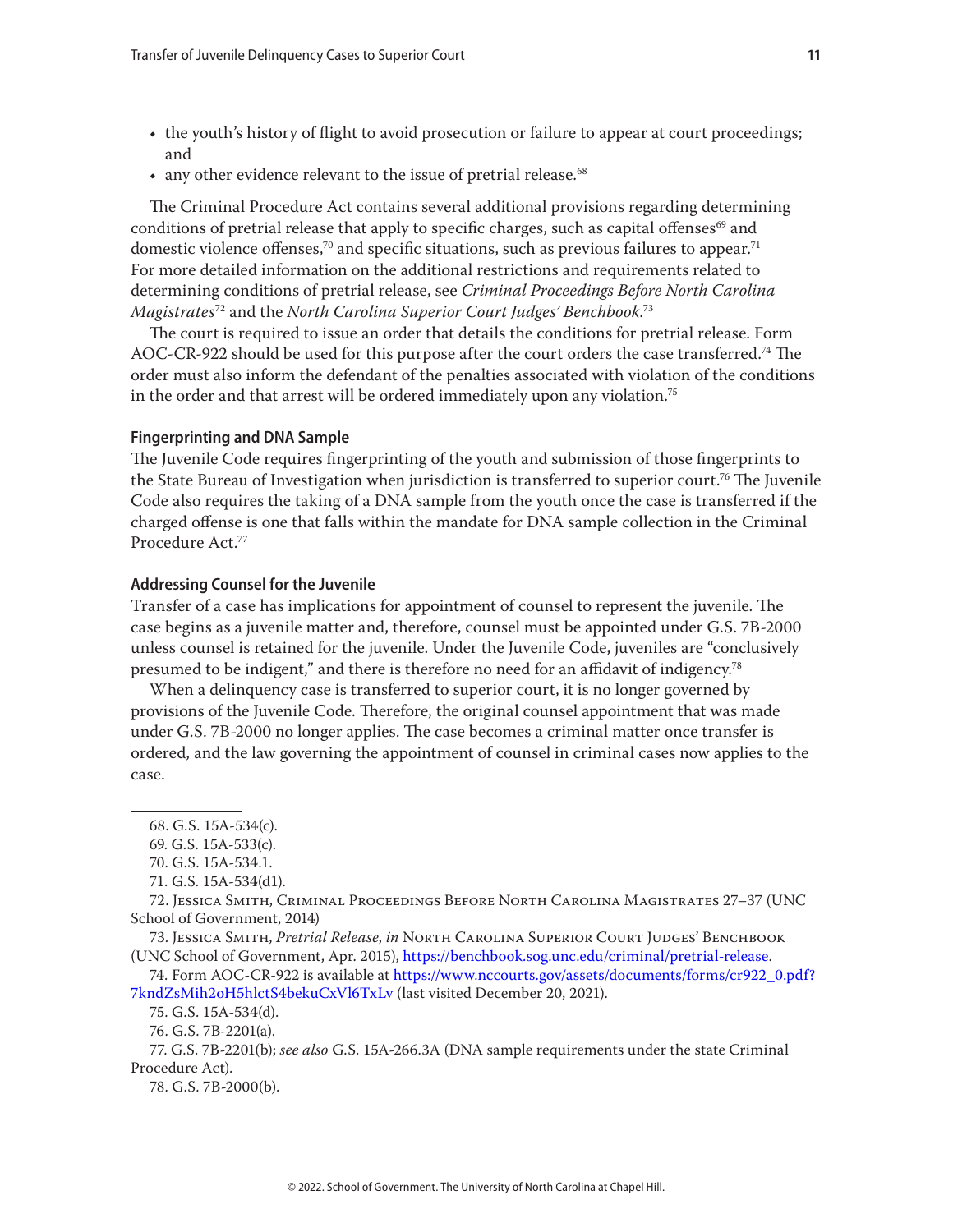- the youth's history of flight to avoid prosecution or failure to appear at court proceedings; and
- any other evidence relevant to the issue of pretrial release.[68]

The Criminal Procedure Act contains several additional provisions regarding determining conditions of pretrial release that apply to specific charges, such as capital offenses[69] and domestic violence offenses,[70] and specific situations, such as previous failures to appear.[71] For more detailed information on the additional restrictions and requirements related to determining conditions of pretrial release, see *Criminal Proceedings Before North Carolina Magistrates*[72] and the *North Carolina Superior Court Judges' Benchbook*.[73]

The court is required to issue an order that details the conditions for pretrial release. Form AOC-CR-922 should be used for this purpose after the court orders the case transferred.[74] The order must also inform the defendant of the penalties associated with violation of the conditions in the order and that arrest will be ordered immediately upon any violation.[75]

#### Fingerprinting and DNA Sample

The Juvenile Code requires fingerprinting of the youth and submission of those fingerprints to the State Bureau of Investigation when jurisdiction is transferred to superior court.[76] The Juvenile Code also requires the taking of a DNA sample from the youth once the case is transferred if the charged offense is one that falls within the mandate for DNA sample collection in the Criminal Procedure Act.[77]

#### Addressing Counsel for the Juvenile

Transfer of a case has implications for appointment of counsel to represent the juvenile. The case begins as a juvenile matter and, therefore, counsel must be appointed under G.S. 7B-2000 unless counsel is retained for the juvenile. Under the Juvenile Code, juveniles are "conclusively presumed to be indigent," and there is therefore no need for an affidavit of indigency.[78]

When a delinquency case is transferred to superior court, it is no longer governed by provisions of the Juvenile Code. Therefore, the original counsel appointment that was made under G.S. 7B-2000 no longer applies. The case becomes a criminal matter once transfer is ordered, and the law governing the appointment of counsel in criminal cases now applies to the case.

---

68. G.S. 15A-534(c).

69. G.S. 15A-533(c).

70. G.S. 15A-534.1.

71. G.S. 15A-534(d1).

72. Jessica Smith, Criminal Proceedings Before North Carolina Magistrates 27–37 (UNC School of Government, 2014)

73. Jessica Smith, *Pretrial Release*, *in* North Carolina Superior Court Judges' Benchbook (UNC School of Government, Apr. 2015), https://benchbook.sog.unc.edu/criminal/pretrial-release.

74. Form AOC-CR-922 is available at https://www.nccourts.gov/assets/documents/forms/cr922_0.pdf?7kndZsMih2oH5hlctS4bekuCxVl6TxLv (last visited December 20, 2021).

75. G.S. 15A-534(d).

76. G.S. 7B-2201(a).

77. G.S. 7B-2201(b); *see also* G.S. 15A-266.3A (DNA sample requirements under the state Criminal Procedure Act).

78. G.S. 7B-2000(b).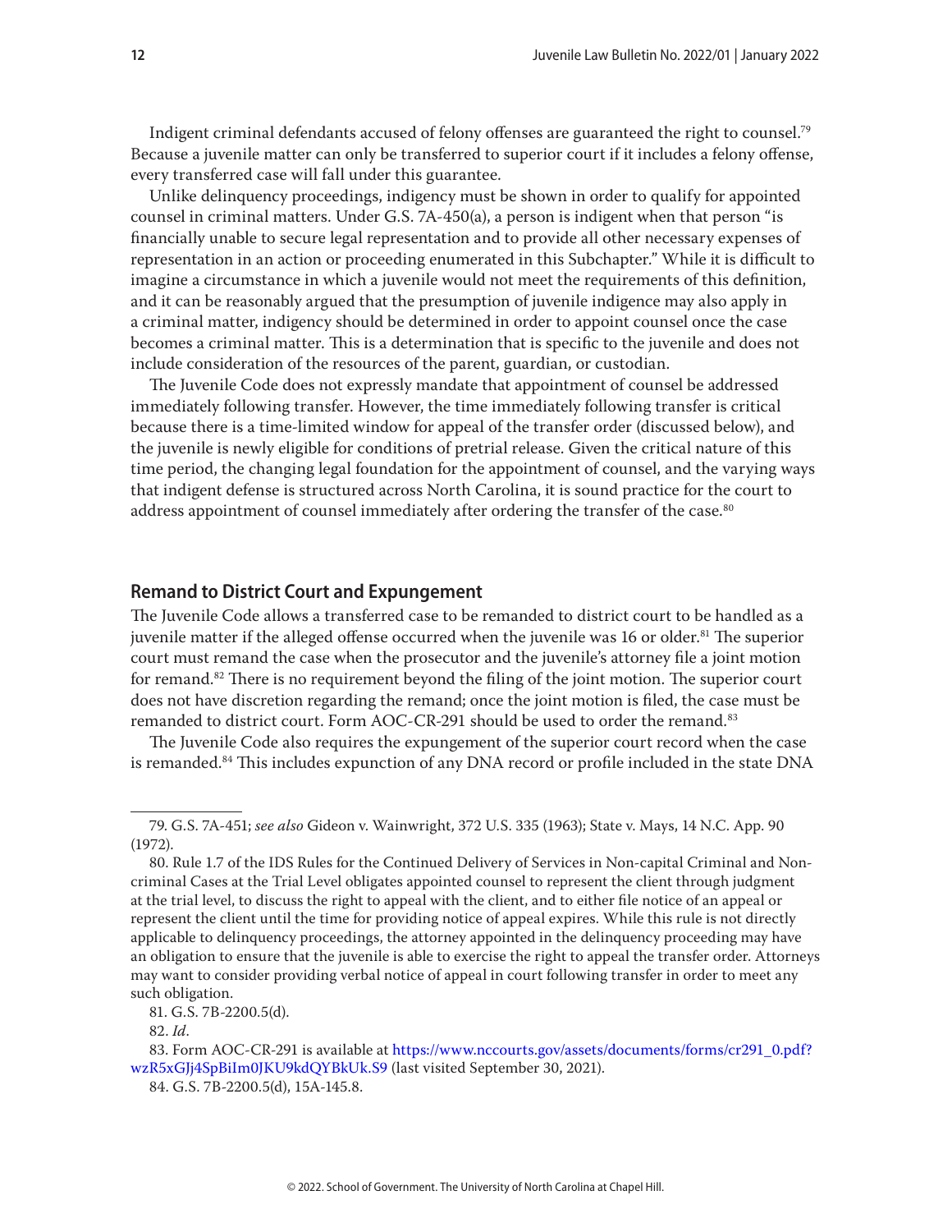Indigent criminal defendants accused of felony offenses are guaranteed the right to counsel.[79] Because a juvenile matter can only be transferred to superior court if it includes a felony offense, every transferred case will fall under this guarantee.

Unlike delinquency proceedings, indigency must be shown in order to qualify for appointed counsel in criminal matters. Under G.S. 7A-450(a), a person is indigent when that person "is financially unable to secure legal representation and to provide all other necessary expenses of representation in an action or proceeding enumerated in this Subchapter." While it is difficult to imagine a circumstance in which a juvenile would not meet the requirements of this definition, and it can be reasonably argued that the presumption of juvenile indigence may also apply in a criminal matter, indigency should be determined in order to appoint counsel once the case becomes a criminal matter. This is a determination that is specific to the juvenile and does not include consideration of the resources of the parent, guardian, or custodian.

The Juvenile Code does not expressly mandate that appointment of counsel be addressed immediately following transfer. However, the time immediately following transfer is critical because there is a time-limited window for appeal of the transfer order (discussed below), and the juvenile is newly eligible for conditions of pretrial release. Given the critical nature of this time period, the changing legal foundation for the appointment of counsel, and the varying ways that indigent defense is structured across North Carolina, it is sound practice for the court to address appointment of counsel immediately after ordering the transfer of the case.[80]

## Remand to District Court and Expungement

The Juvenile Code allows a transferred case to be remanded to district court to be handled as a juvenile matter if the alleged offense occurred when the juvenile was 16 or older.[81] The superior court must remand the case when the prosecutor and the juvenile's attorney file a joint motion for remand.[82] There is no requirement beyond the filing of the joint motion. The superior court does not have discretion regarding the remand; once the joint motion is filed, the case must be remanded to district court. Form AOC-CR-291 should be used to order the remand.[83]

The Juvenile Code also requires the expungement of the superior court record when the case is remanded.[84] This includes expunction of any DNA record or profile included in the state DNA

---

79. G.S. 7A-451; *see also* Gideon v. Wainwright, 372 U.S. 335 (1963); State v. Mays, 14 N.C. App. 90 (1972).

80. Rule 1.7 of the IDS Rules for the Continued Delivery of Services in Non-capital Criminal and Non-criminal Cases at the Trial Level obligates appointed counsel to represent the client through judgment at the trial level, to discuss the right to appeal with the client, and to either file notice of an appeal or represent the client until the time for providing notice of appeal expires. While this rule is not directly applicable to delinquency proceedings, the attorney appointed in the delinquency proceeding may have an obligation to ensure that the juvenile is able to exercise the right to appeal the transfer order. Attorneys may want to consider providing verbal notice of appeal in court following transfer in order to meet any such obligation.

81. G.S. 7B-2200.5(d).

82. *Id*.

83. Form AOC-CR-291 is available at https://www.nccourts.gov/assets/documents/forms/cr291_0.pdf?wzR5xGJj4SpBiIm0JKU9kdQYBkUk.S9 (last visited September 30, 2021).

84. G.S. 7B-2200.5(d), 15A-145.8.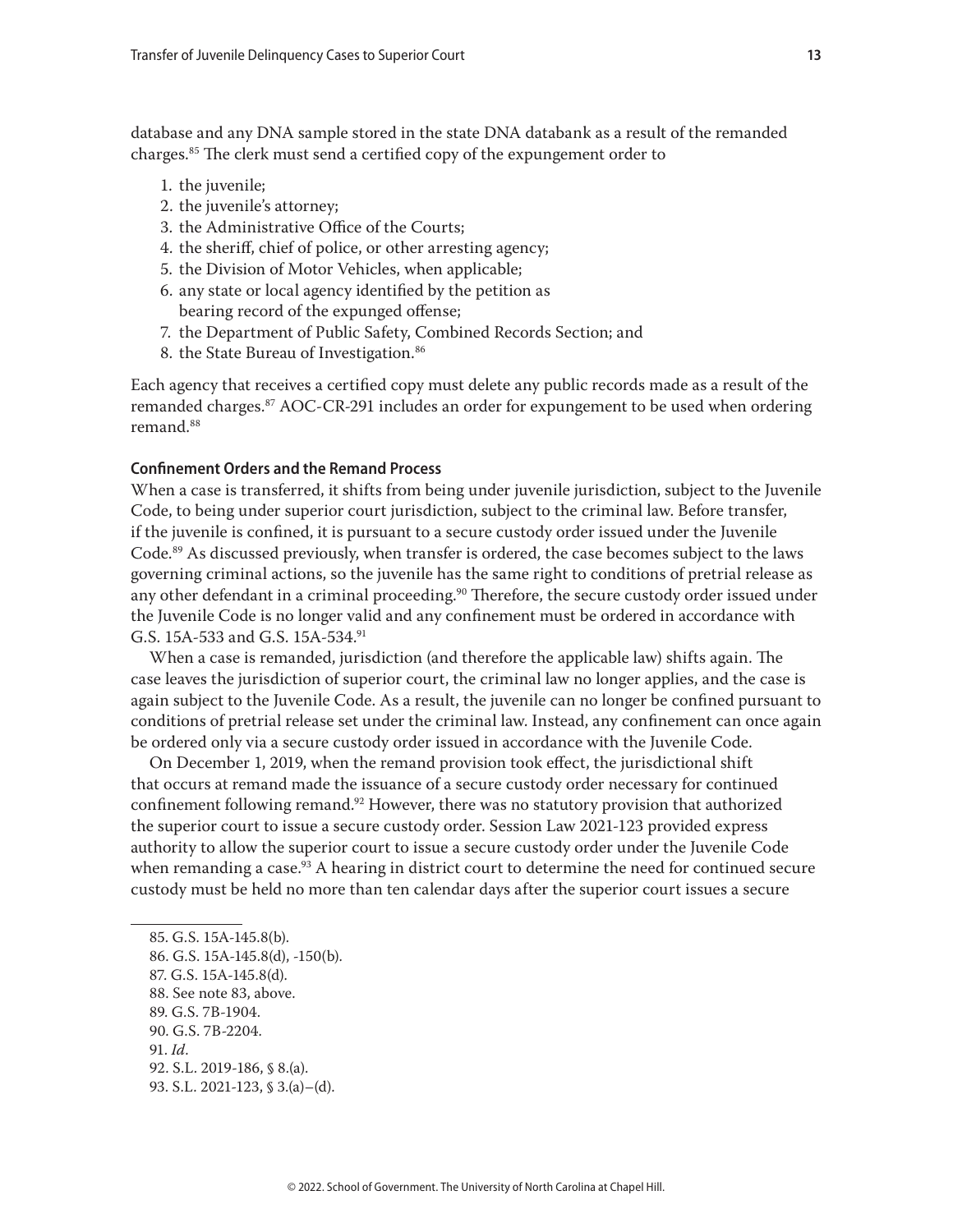database and any DNA sample stored in the state DNA databank as a result of the remanded charges.[85] The clerk must send a certified copy of the expungement order to

1. the juvenile;
2. the juvenile's attorney;
3. the Administrative Office of the Courts;
4. the sheriff, chief of police, or other arresting agency;
5. the Division of Motor Vehicles, when applicable;
6. any state or local agency identified by the petition as bearing record of the expunged offense;
7. the Department of Public Safety, Combined Records Section; and
8. the State Bureau of Investigation.[86]

Each agency that receives a certified copy must delete any public records made as a result of the remanded charges.[87] AOC-CR-291 includes an order for expungement to be used when ordering remand.[88]

### Confinement Orders and the Remand Process

When a case is transferred, it shifts from being under juvenile jurisdiction, subject to the Juvenile Code, to being under superior court jurisdiction, subject to the criminal law. Before transfer, if the juvenile is confined, it is pursuant to a secure custody order issued under the Juvenile Code.[89] As discussed previously, when transfer is ordered, the case becomes subject to the laws governing criminal actions, so the juvenile has the same right to conditions of pretrial release as any other defendant in a criminal proceeding.[90] Therefore, the secure custody order issued under the Juvenile Code is no longer valid and any confinement must be ordered in accordance with G.S. 15A-533 and G.S. 15A-534.[91]

When a case is remanded, jurisdiction (and therefore the applicable law) shifts again. The case leaves the jurisdiction of superior court, the criminal law no longer applies, and the case is again subject to the Juvenile Code. As a result, the juvenile can no longer be confined pursuant to conditions of pretrial release set under the criminal law. Instead, any confinement can once again be ordered only via a secure custody order issued in accordance with the Juvenile Code.

On December 1, 2019, when the remand provision took effect, the jurisdictional shift that occurs at remand made the issuance of a secure custody order necessary for continued confinement following remand.[92] However, there was no statutory provision that authorized the superior court to issue a secure custody order. Session Law 2021-123 provided express authority to allow the superior court to issue a secure custody order under the Juvenile Code when remanding a case.[93] A hearing in district court to determine the need for continued secure custody must be held no more than ten calendar days after the superior court issues a secure

---

85. G.S. 15A-145.8(b).
86. G.S. 15A-145.8(d), -150(b).
87. G.S. 15A-145.8(d).
88. See note 83, above.
89. G.S. 7B-1904.
90. G.S. 7B-2204.
91. *Id*.
92. S.L. 2019-186, § 8.(a).
93. S.L. 2021-123, § 3.(a)–(d).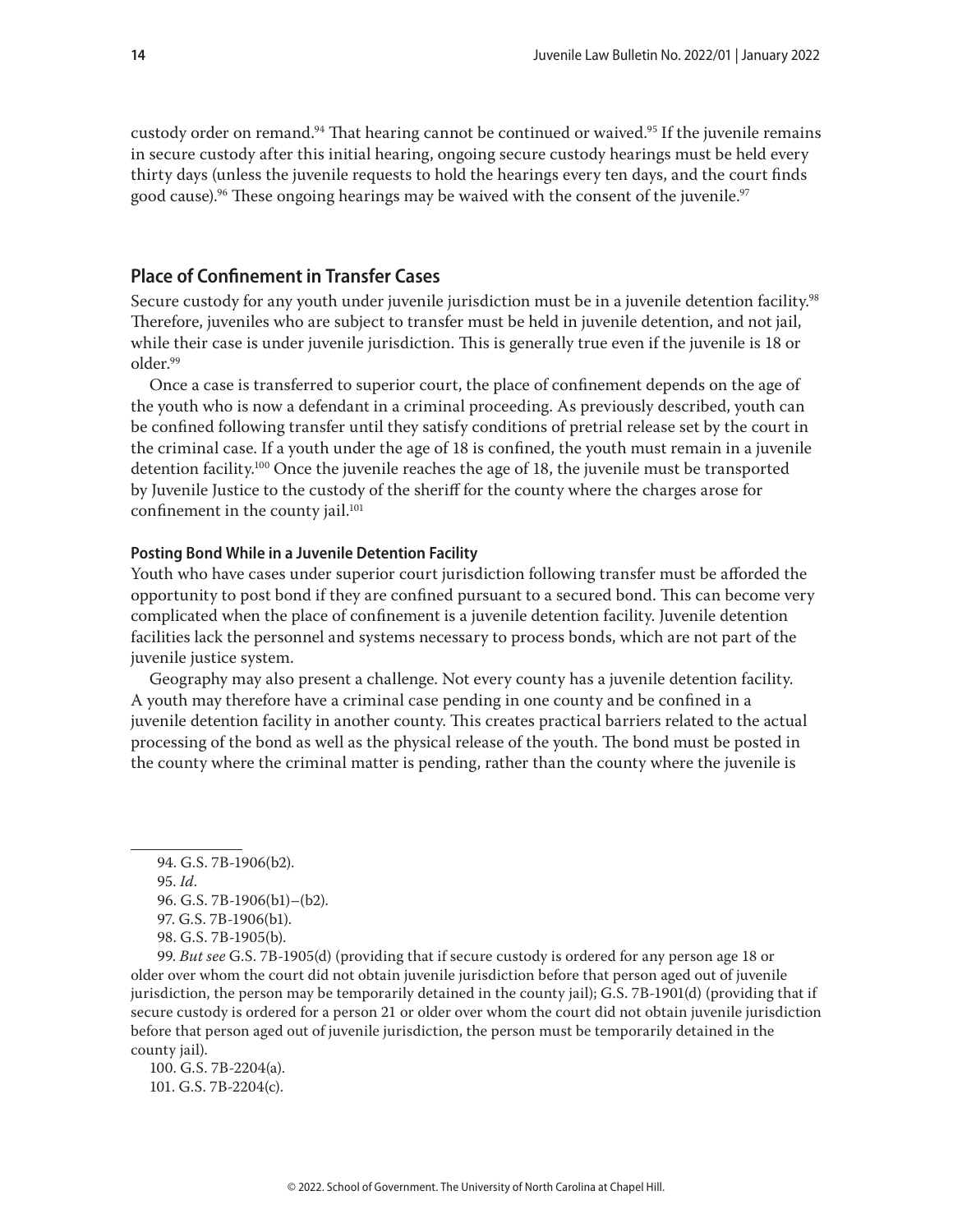custody order on remand.[94] That hearing cannot be continued or waived.[95] If the juvenile remains in secure custody after this initial hearing, ongoing secure custody hearings must be held every thirty days (unless the juvenile requests to hold the hearings every ten days, and the court finds good cause).[96] These ongoing hearings may be waived with the consent of the juvenile.[97]

## Place of Confinement in Transfer Cases

Secure custody for any youth under juvenile jurisdiction must be in a juvenile detention facility.[98] Therefore, juveniles who are subject to transfer must be held in juvenile detention, and not jail, while their case is under juvenile jurisdiction. This is generally true even if the juvenile is 18 or older.[99]

Once a case is transferred to superior court, the place of confinement depends on the age of the youth who is now a defendant in a criminal proceeding. As previously described, youth can be confined following transfer until they satisfy conditions of pretrial release set by the court in the criminal case. If a youth under the age of 18 is confined, the youth must remain in a juvenile detention facility.[100] Once the juvenile reaches the age of 18, the juvenile must be transported by Juvenile Justice to the custody of the sheriff for the county where the charges arose for confinement in the county jail.[101]

### Posting Bond While in a Juvenile Detention Facility

Youth who have cases under superior court jurisdiction following transfer must be afforded the opportunity to post bond if they are confined pursuant to a secured bond. This can become very complicated when the place of confinement is a juvenile detention facility. Juvenile detention facilities lack the personnel and systems necessary to process bonds, which are not part of the juvenile justice system.

Geography may also present a challenge. Not every county has a juvenile detention facility. A youth may therefore have a criminal case pending in one county and be confined in a juvenile detention facility in another county. This creates practical barriers related to the actual processing of the bond as well as the physical release of the youth. The bond must be posted in the county where the criminal matter is pending, rather than the county where the juvenile is

---

94. G.S. 7B-1906(b2).

95. *Id*.

96. G.S. 7B-1906(b1)–(b2).

97. G.S. 7B-1906(b1).

98. G.S. 7B-1905(b).

99. *But see* G.S. 7B-1905(d) (providing that if secure custody is ordered for any person age 18 or older over whom the court did not obtain juvenile jurisdiction before that person aged out of juvenile jurisdiction, the person may be temporarily detained in the county jail); G.S. 7B-1901(d) (providing that if secure custody is ordered for a person 21 or older over whom the court did not obtain juvenile jurisdiction before that person aged out of juvenile jurisdiction, the person must be temporarily detained in the county jail).

100. G.S. 7B-2204(a).

101. G.S. 7B-2204(c).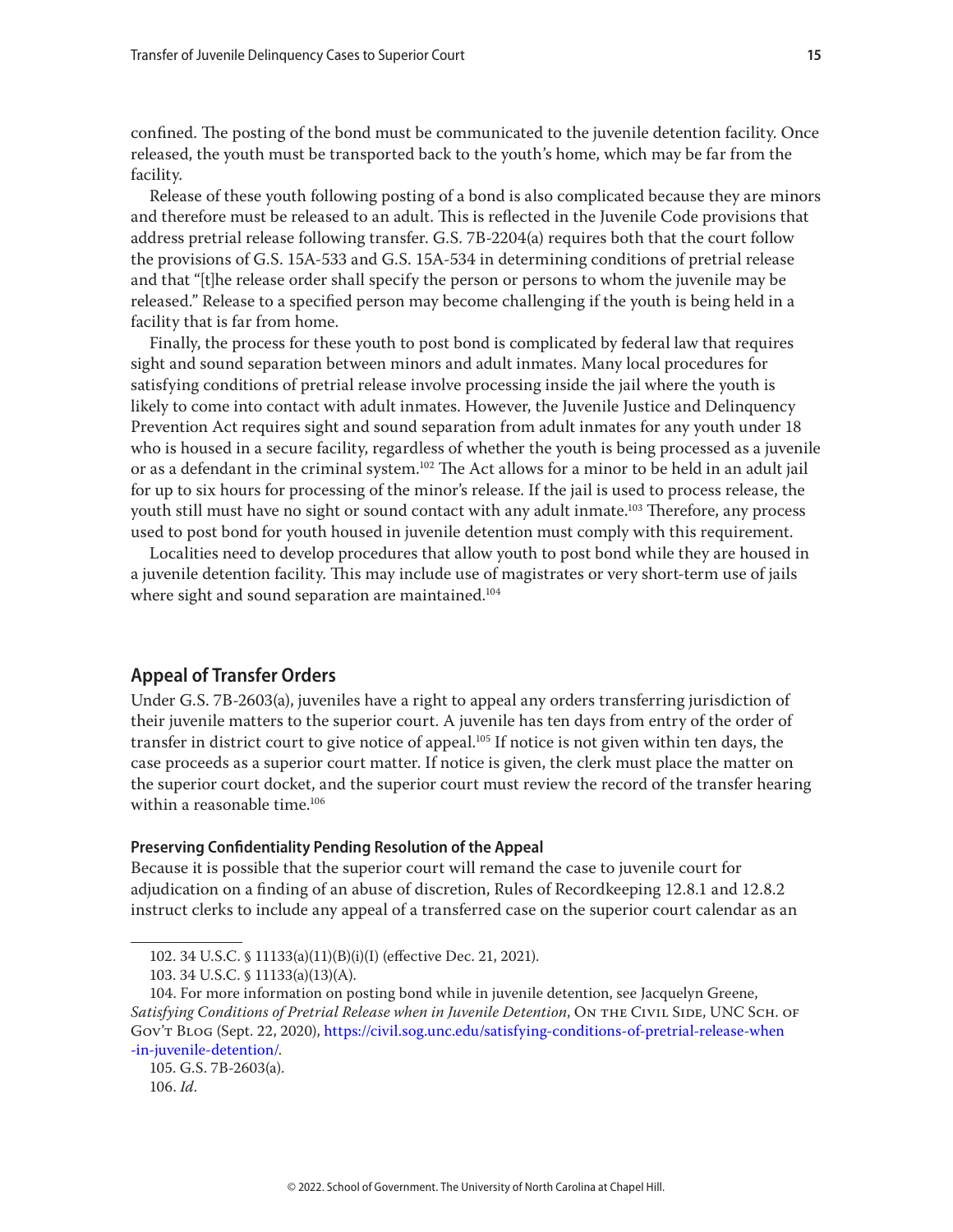confined. The posting of the bond must be communicated to the juvenile detention facility. Once released, the youth must be transported back to the youth's home, which may be far from the facility.

Release of these youth following posting of a bond is also complicated because they are minors and therefore must be released to an adult. This is reflected in the Juvenile Code provisions that address pretrial release following transfer. G.S. 7B-2204(a) requires both that the court follow the provisions of G.S. 15A-533 and G.S. 15A-534 in determining conditions of pretrial release and that "[t]he release order shall specify the person or persons to whom the juvenile may be released." Release to a specified person may become challenging if the youth is being held in a facility that is far from home.

Finally, the process for these youth to post bond is complicated by federal law that requires sight and sound separation between minors and adult inmates. Many local procedures for satisfying conditions of pretrial release involve processing inside the jail where the youth is likely to come into contact with adult inmates. However, the Juvenile Justice and Delinquency Prevention Act requires sight and sound separation from adult inmates for any youth under 18 who is housed in a secure facility, regardless of whether the youth is being processed as a juvenile or as a defendant in the criminal system.[102] The Act allows for a minor to be held in an adult jail for up to six hours for processing of the minor's release. If the jail is used to process release, the youth still must have no sight or sound contact with any adult inmate.[103] Therefore, any process used to post bond for youth housed in juvenile detention must comply with this requirement.

Localities need to develop procedures that allow youth to post bond while they are housed in a juvenile detention facility. This may include use of magistrates or very short-term use of jails where sight and sound separation are maintained.[104]

## Appeal of Transfer Orders

Under G.S. 7B-2603(a), juveniles have a right to appeal any orders transferring jurisdiction of their juvenile matters to the superior court. A juvenile has ten days from entry of the order of transfer in district court to give notice of appeal.[105] If notice is not given within ten days, the case proceeds as a superior court matter. If notice is given, the clerk must place the matter on the superior court docket, and the superior court must review the record of the transfer hearing within a reasonable time.[106]

### Preserving Confidentiality Pending Resolution of the Appeal

Because it is possible that the superior court will remand the case to juvenile court for adjudication on a finding of an abuse of discretion, Rules of Recordkeeping 12.8.1 and 12.8.2 instruct clerks to include any appeal of a transferred case on the superior court calendar as an

---

102. 34 U.S.C. § 11133(a)(11)(B)(i)(I) (effective Dec. 21, 2021).

103. 34 U.S.C. § 11133(a)(13)(A).

104. For more information on posting bond while in juvenile detention, see Jacquelyn Greene, *Satisfying Conditions of Pretrial Release when in Juvenile Detention*, On the Civil Side, UNC Sch. of Gov't Blog (Sept. 22, 2020), https://civil.sog.unc.edu/satisfying-conditions-of-pretrial-release-when-in-juvenile-detention/.

105. G.S. 7B-2603(a).

106. *Id*.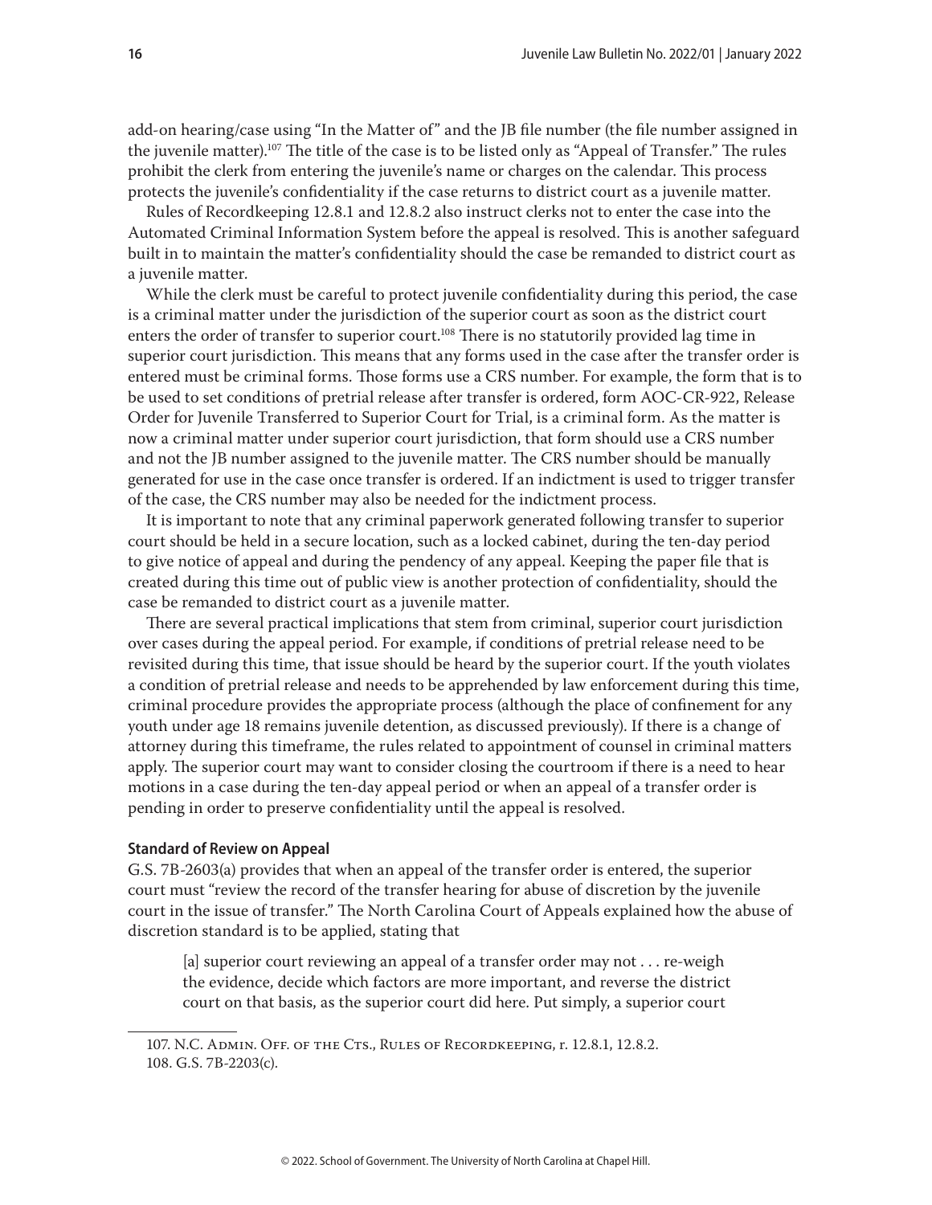add-on hearing/case using "In the Matter of" and the JB file number (the file number assigned in the juvenile matter).[107] The title of the case is to be listed only as "Appeal of Transfer." The rules prohibit the clerk from entering the juvenile's name or charges on the calendar. This process protects the juvenile's confidentiality if the case returns to district court as a juvenile matter.

Rules of Recordkeeping 12.8.1 and 12.8.2 also instruct clerks not to enter the case into the Automated Criminal Information System before the appeal is resolved. This is another safeguard built in to maintain the matter's confidentiality should the case be remanded to district court as a juvenile matter.

While the clerk must be careful to protect juvenile confidentiality during this period, the case is a criminal matter under the jurisdiction of the superior court as soon as the district court enters the order of transfer to superior court.[108] There is no statutorily provided lag time in superior court jurisdiction. This means that any forms used in the case after the transfer order is entered must be criminal forms. Those forms use a CRS number. For example, the form that is to be used to set conditions of pretrial release after transfer is ordered, form AOC-CR-922, Release Order for Juvenile Transferred to Superior Court for Trial, is a criminal form. As the matter is now a criminal matter under superior court jurisdiction, that form should use a CRS number and not the JB number assigned to the juvenile matter. The CRS number should be manually generated for use in the case once transfer is ordered. If an indictment is used to trigger transfer of the case, the CRS number may also be needed for the indictment process.

It is important to note that any criminal paperwork generated following transfer to superior court should be held in a secure location, such as a locked cabinet, during the ten-day period to give notice of appeal and during the pendency of any appeal. Keeping the paper file that is created during this time out of public view is another protection of confidentiality, should the case be remanded to district court as a juvenile matter.

There are several practical implications that stem from criminal, superior court jurisdiction over cases during the appeal period. For example, if conditions of pretrial release need to be revisited during this time, that issue should be heard by the superior court. If the youth violates a condition of pretrial release and needs to be apprehended by law enforcement during this time, criminal procedure provides the appropriate process (although the place of confinement for any youth under age 18 remains juvenile detention, as discussed previously). If there is a change of attorney during this timeframe, the rules related to appointment of counsel in criminal matters apply. The superior court may want to consider closing the courtroom if there is a need to hear motions in a case during the ten-day appeal period or when an appeal of a transfer order is pending in order to preserve confidentiality until the appeal is resolved.

#### Standard of Review on Appeal

G.S. 7B-2603(a) provides that when an appeal of the transfer order is entered, the superior court must "review the record of the transfer hearing for abuse of discretion by the juvenile court in the issue of transfer." The North Carolina Court of Appeals explained how the abuse of discretion standard is to be applied, stating that

> [a] superior court reviewing an appeal of a transfer order may not . . . re-weigh the evidence, decide which factors are more important, and reverse the district court on that basis, as the superior court did here. Put simply, a superior court

---

107. N.C. Admin. Off. of the Cts., Rules of Recordkeeping, r. 12.8.1, 12.8.2.

108. G.S. 7B-2203(c).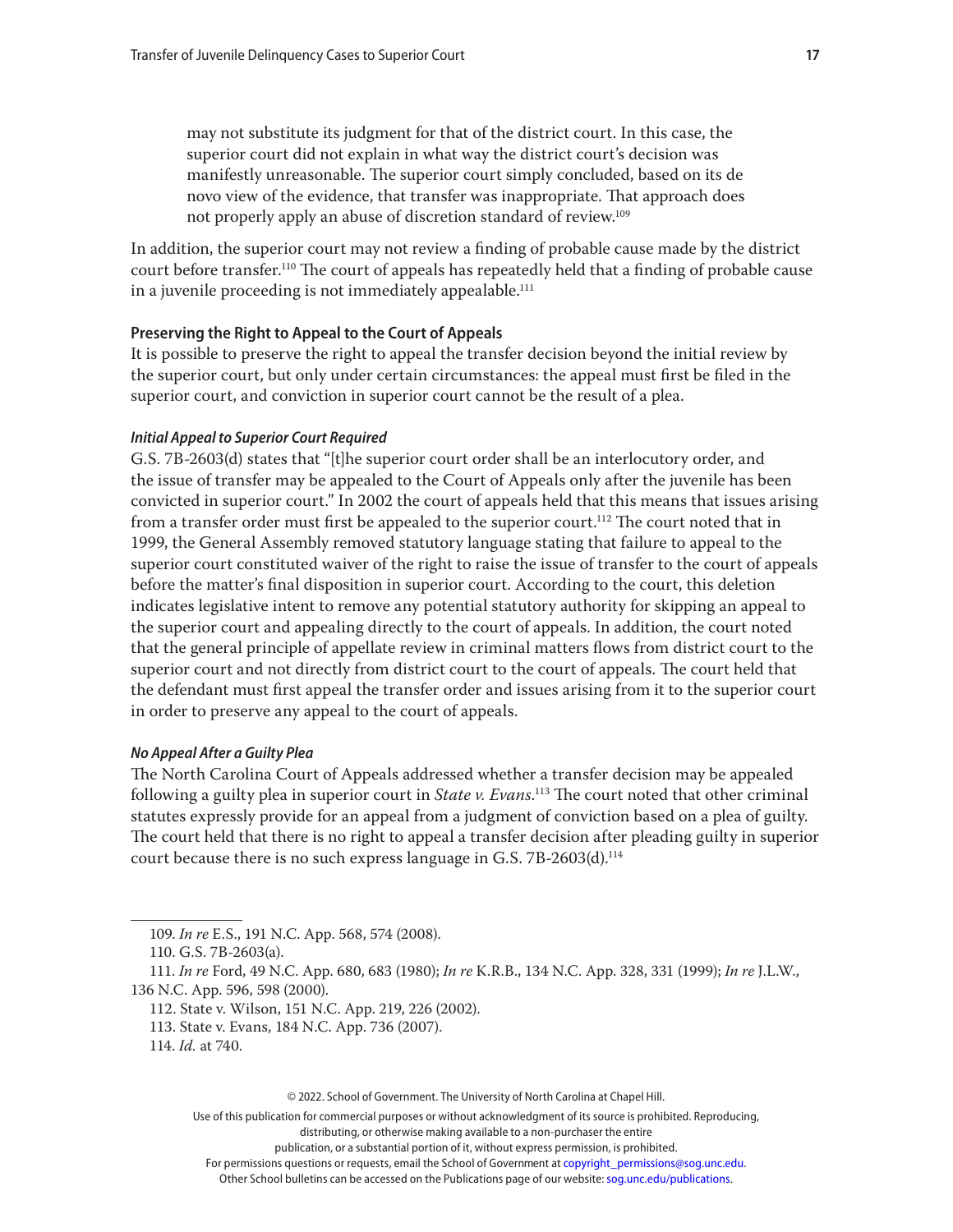may not substitute its judgment for that of the district court. In this case, the superior court did not explain in what way the district court's decision was manifestly unreasonable. The superior court simply concluded, based on its de novo view of the evidence, that transfer was inappropriate. That approach does not properly apply an abuse of discretion standard of review.[109]

In addition, the superior court may not review a finding of probable cause made by the district court before transfer.[110] The court of appeals has repeatedly held that a finding of probable cause in a juvenile proceeding is not immediately appealable.[111]

### Preserving the Right to Appeal to the Court of Appeals

It is possible to preserve the right to appeal the transfer decision beyond the initial review by the superior court, but only under certain circumstances: the appeal must first be filed in the superior court, and conviction in superior court cannot be the result of a plea.

#### *Initial Appeal to Superior Court Required*

G.S. 7B-2603(d) states that "[t]he superior court order shall be an interlocutory order, and the issue of transfer may be appealed to the Court of Appeals only after the juvenile has been convicted in superior court." In 2002 the court of appeals held that this means that issues arising from a transfer order must first be appealed to the superior court.[112] The court noted that in 1999, the General Assembly removed statutory language stating that failure to appeal to the superior court constituted waiver of the right to raise the issue of transfer to the court of appeals before the matter's final disposition in superior court. According to the court, this deletion indicates legislative intent to remove any potential statutory authority for skipping an appeal to the superior court and appealing directly to the court of appeals. In addition, the court noted that the general principle of appellate review in criminal matters flows from district court to the superior court and not directly from district court to the court of appeals. The court held that the defendant must first appeal the transfer order and issues arising from it to the superior court in order to preserve any appeal to the court of appeals.

#### *No Appeal After a Guilty Plea*

The North Carolina Court of Appeals addressed whether a transfer decision may be appealed following a guilty plea in superior court in *State v. Evans*.[113] The court noted that other criminal statutes expressly provide for an appeal from a judgment of conviction based on a plea of guilty. The court held that there is no right to appeal a transfer decision after pleading guilty in superior court because there is no such express language in G.S. 7B-2603(d).[114]

---

109. *In re* E.S., 191 N.C. App. 568, 574 (2008).

110. G.S. 7B-2603(a).

111. *In re* Ford, 49 N.C. App. 680, 683 (1980); *In re* K.R.B., 134 N.C. App. 328, 331 (1999); *In re* J.L.W., 136 N.C. App. 596, 598 (2000).

112. State v. Wilson, 151 N.C. App. 219, 226 (2002).

113. State v. Evans, 184 N.C. App. 736 (2007).

114. *Id.* at 740.

© 2022. School of Government. The University of North Carolina at Chapel Hill.

Use of this publication for commercial purposes or without acknowledgment of its source is prohibited. Reproducing, distributing, or otherwise making available to a non-purchaser the entire publication, or a substantial portion of it, without express permission, is prohibited.

For permissions questions or requests, email the School of Government at copyright_permissions@sog.unc.edu.

Other School bulletins can be accessed on the Publications page of our website: sog.unc.edu/publications.